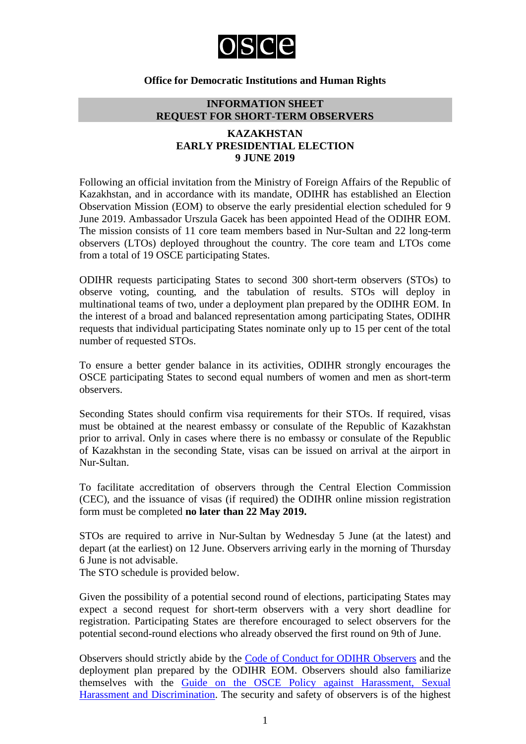osce

**Office for Democratic Institutions and Human Rights**

## INFORMATION SHEET
## REQUEST FOR SHORT-TERM OBSERVERS

### KAZAKHSTAN
### EARLY PRESIDENTIAL ELECTION
### 9 JUNE 2019

Following an official invitation from the Ministry of Foreign Affairs of the Republic of Kazakhstan, and in accordance with its mandate, ODIHR has established an Election Observation Mission (EOM) to observe the early presidential election scheduled for 9 June 2019. Ambassador Urszula Gacek has been appointed Head of the ODIHR EOM. The mission consists of 11 core team members based in Nur-Sultan and 22 long-term observers (LTOs) deployed throughout the country. The core team and LTOs come from a total of 19 OSCE participating States.

ODIHR requests participating States to second 300 short-term observers (STOs) to observe voting, counting, and the tabulation of results. STOs will deploy in multinational teams of two, under a deployment plan prepared by the ODIHR EOM. In the interest of a broad and balanced representation among participating States, ODIHR requests that individual participating States nominate only up to 15 per cent of the total number of requested STOs.

To ensure a better gender balance in its activities, ODIHR strongly encourages the OSCE participating States to second equal numbers of women and men as short-term observers.

Seconding States should confirm visa requirements for their STOs. If required, visas must be obtained at the nearest embassy or consulate of the Republic of Kazakhstan prior to arrival. Only in cases where there is no embassy or consulate of the Republic of Kazakhstan in the seconding State, visas can be issued on arrival at the airport in Nur-Sultan.

To facilitate accreditation of observers through the Central Election Commission (CEC), and the issuance of visas (if required) the ODIHR online mission registration form must be completed **no later than 22 May 2019.**

STOs are required to arrive in Nur-Sultan by Wednesday 5 June (at the latest) and depart (at the earliest) on 12 June. Observers arriving early in the morning of Thursday 6 June is not advisable.
The STO schedule is provided below.

Given the possibility of a potential second round of elections, participating States may expect a second request for short-term observers with a very short deadline for registration. Participating States are therefore encouraged to select observers for the potential second-round elections who already observed the first round on 9th of June.

Observers should strictly abide by the Code of Conduct for ODIHR Observers and the deployment plan prepared by the ODIHR EOM. Observers should also familiarize themselves with the Guide on the OSCE Policy against Harassment, Sexual Harassment and Discrimination. The security and safety of observers is of the highest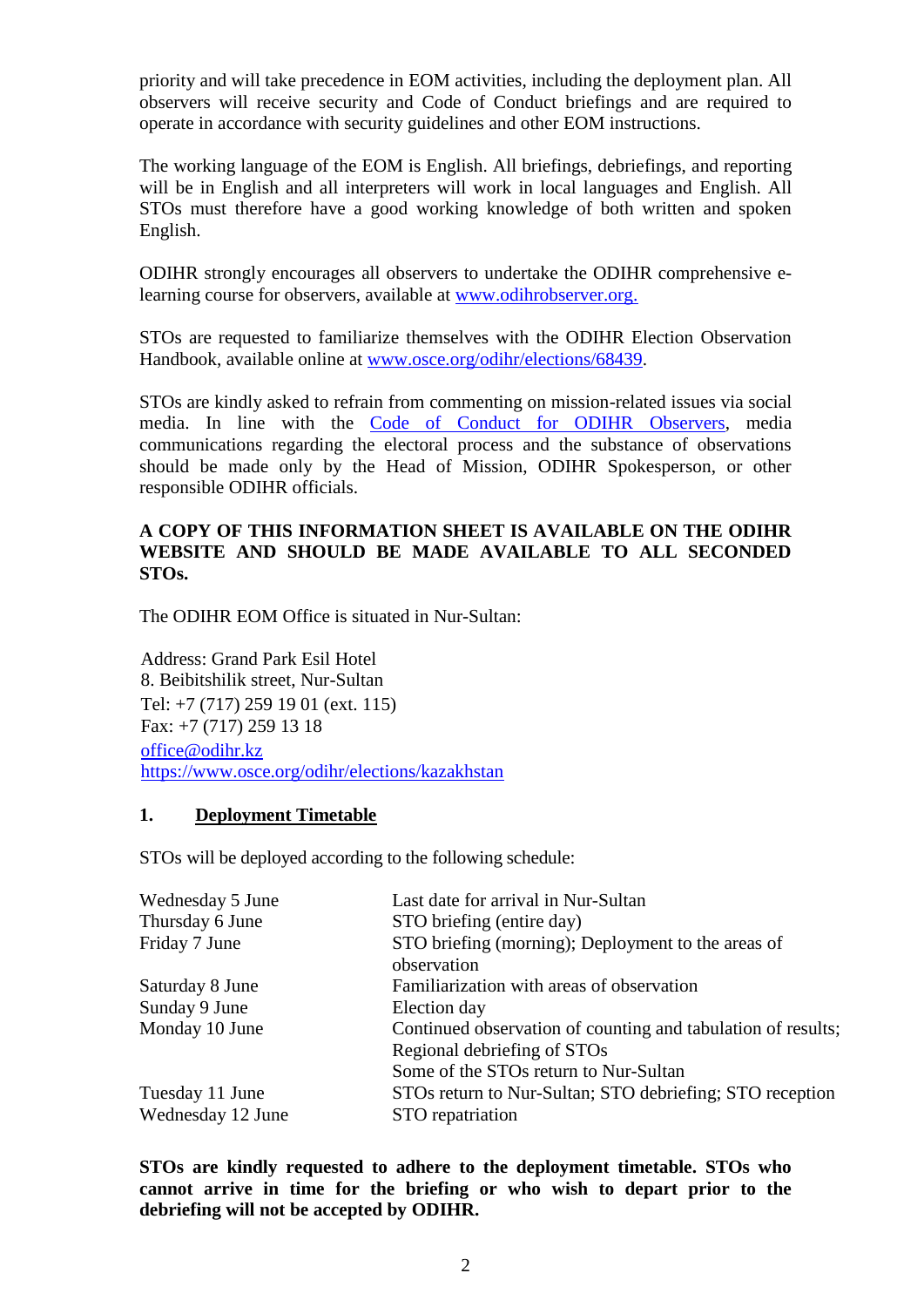priority and will take precedence in EOM activities, including the deployment plan. All observers will receive security and Code of Conduct briefings and are required to operate in accordance with security guidelines and other EOM instructions.

The working language of the EOM is English. All briefings, debriefings, and reporting will be in English and all interpreters will work in local languages and English. All STOs must therefore have a good working knowledge of both written and spoken English.

ODIHR strongly encourages all observers to undertake the ODIHR comprehensive e-learning course for observers, available at [www.odihrobserver.org.](www.odihrobserver.org)

STOs are requested to familiarize themselves with the ODIHR Election Observation Handbook, available online at [www.osce.org/odihr/elections/68439](www.osce.org/odihr/elections/68439).

STOs are kindly asked to refrain from commenting on mission-related issues via social media. In line with the Code of Conduct for ODIHR Observers, media communications regarding the electoral process and the substance of observations should be made only by the Head of Mission, ODIHR Spokesperson, or other responsible ODIHR officials.

**A COPY OF THIS INFORMATION SHEET IS AVAILABLE ON THE ODIHR WEBSITE AND SHOULD BE MADE AVAILABLE TO ALL SECONDED STOs.**

The ODIHR EOM Office is situated in Nur-Sultan:

Address: Grand Park Esil Hotel
8. Beibitshilik street, Nur-Sultan
Tel: +7 (717) 259 19 01 (ext. 115)
Fax: +7 (717) 259 13 18
office@odihr.kz
https://www.osce.org/odihr/elections/kazakhstan

## 1. Deployment Timetable

STOs will be deployed according to the following schedule:

| | |
|---|---|
| Wednesday 5 June | Last date for arrival in Nur-Sultan |
| Thursday 6 June | STO briefing (entire day) |
| Friday 7 June | STO briefing (morning); Deployment to the areas of observation |
| Saturday 8 June | Familiarization with areas of observation |
| Sunday 9 June | Election day |
| Monday 10 June | Continued observation of counting and tabulation of results; Regional debriefing of STOs<br>Some of the STOs return to Nur-Sultan |
| Tuesday 11 June | STOs return to Nur-Sultan; STO debriefing; STO reception |
| Wednesday 12 June | STO repatriation |

**STOs are kindly requested to adhere to the deployment timetable. STOs who cannot arrive in time for the briefing or who wish to depart prior to the debriefing will not be accepted by ODIHR.**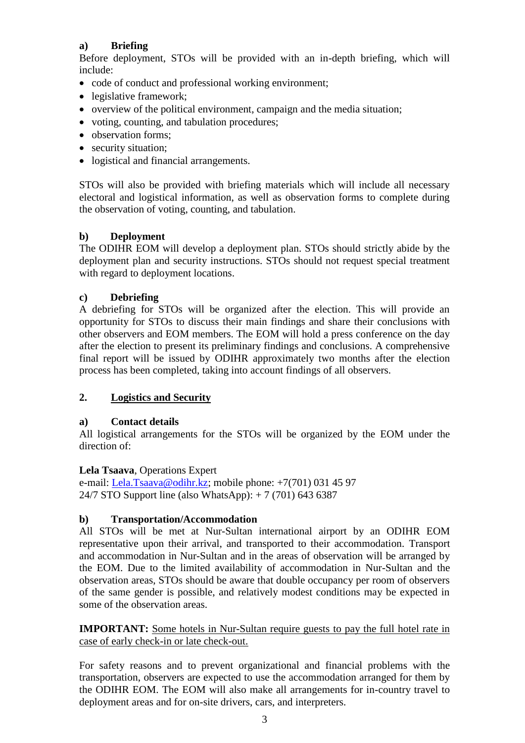### a) Briefing

Before deployment, STOs will be provided with an in-depth briefing, which will include:

- code of conduct and professional working environment;
- legislative framework;
- overview of the political environment, campaign and the media situation;
- voting, counting, and tabulation procedures;
- observation forms;
- security situation;
- logistical and financial arrangements.

STOs will also be provided with briefing materials which will include all necessary electoral and logistical information, as well as observation forms to complete during the observation of voting, counting, and tabulation.

### b) Deployment

The ODIHR EOM will develop a deployment plan. STOs should strictly abide by the deployment plan and security instructions. STOs should not request special treatment with regard to deployment locations.

### c) Debriefing

A debriefing for STOs will be organized after the election. This will provide an opportunity for STOs to discuss their main findings and share their conclusions with other observers and EOM members. The EOM will hold a press conference on the day after the election to present its preliminary findings and conclusions. A comprehensive final report will be issued by ODIHR approximately two months after the election process has been completed, taking into account findings of all observers.

## 2. Logistics and Security

### a) Contact details

All logistical arrangements for the STOs will be organized by the EOM under the direction of:

**Lela Tsaava**, Operations Expert
e-mail: Lela.Tsaava@odihr.kz; mobile phone: +7(701) 031 45 97
24/7 STO Support line (also WhatsApp): + 7 (701) 643 6387

### b) Transportation/Accommodation

All STOs will be met at Nur-Sultan international airport by an ODIHR EOM representative upon their arrival, and transported to their accommodation. Transport and accommodation in Nur-Sultan and in the areas of observation will be arranged by the EOM. Due to the limited availability of accommodation in Nur-Sultan and the observation areas, STOs should be aware that double occupancy per room of observers of the same gender is possible, and relatively modest conditions may be expected in some of the observation areas.

**IMPORTANT:** Some hotels in Nur-Sultan require guests to pay the full hotel rate in case of early check-in or late check-out.

For safety reasons and to prevent organizational and financial problems with the transportation, observers are expected to use the accommodation arranged for them by the ODIHR EOM. The EOM will also make all arrangements for in-country travel to deployment areas and for on-site drivers, cars, and interpreters.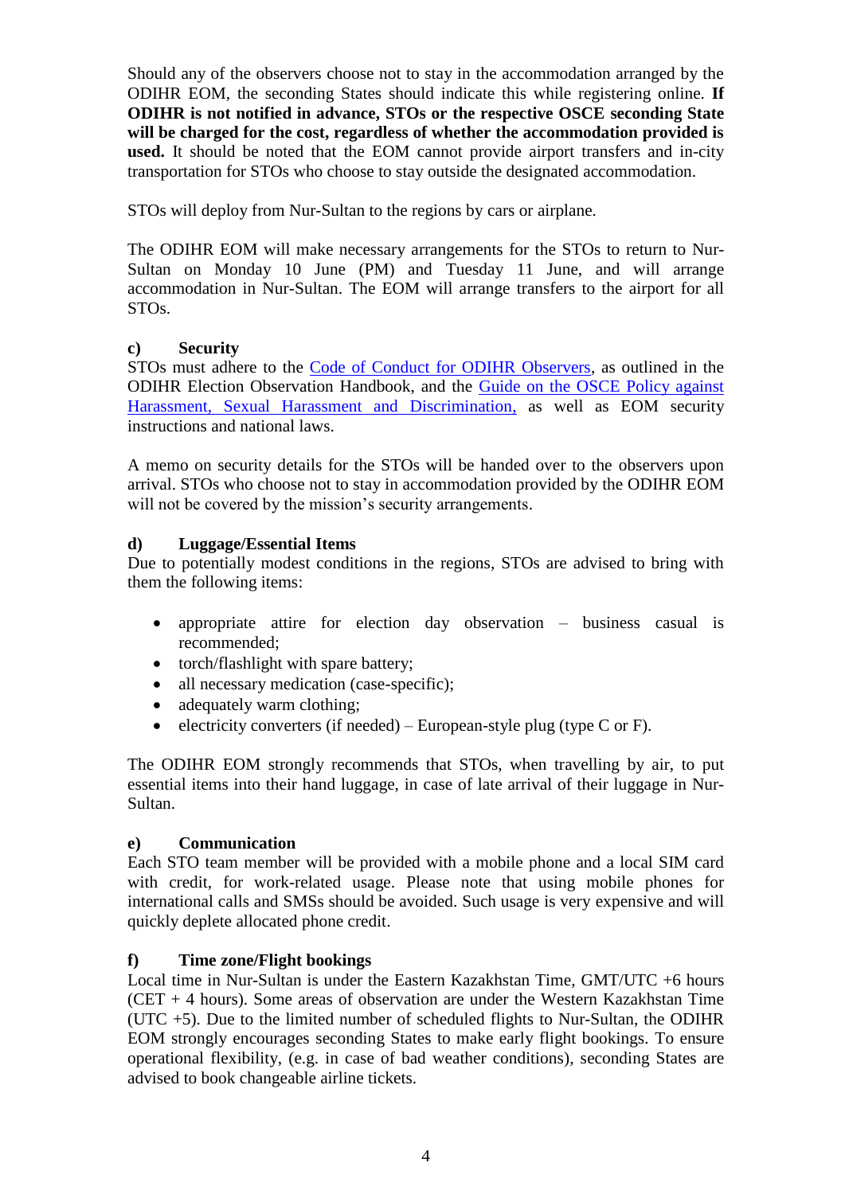Should any of the observers choose not to stay in the accommodation arranged by the ODIHR EOM, the seconding States should indicate this while registering online. **If ODIHR is not notified in advance, STOs or the respective OSCE seconding State will be charged for the cost, regardless of whether the accommodation provided is used.** It should be noted that the EOM cannot provide airport transfers and in-city transportation for STOs who choose to stay outside the designated accommodation.

STOs will deploy from Nur-Sultan to the regions by cars or airplane.

The ODIHR EOM will make necessary arrangements for the STOs to return to Nur-Sultan on Monday 10 June (PM) and Tuesday 11 June, and will arrange accommodation in Nur-Sultan. The EOM will arrange transfers to the airport for all STOs.

**c) Security**

STOs must adhere to the Code of Conduct for ODIHR Observers, as outlined in the ODIHR Election Observation Handbook, and the Guide on the OSCE Policy against Harassment, Sexual Harassment and Discrimination, as well as EOM security instructions and national laws.

A memo on security details for the STOs will be handed over to the observers upon arrival. STOs who choose not to stay in accommodation provided by the ODIHR EOM will not be covered by the mission's security arrangements.

**d) Luggage/Essential Items**

Due to potentially modest conditions in the regions, STOs are advised to bring with them the following items:

- appropriate attire for election day observation – business casual is recommended;
- torch/flashlight with spare battery;
- all necessary medication (case-specific);
- adequately warm clothing;
- electricity converters (if needed) – European-style plug (type C or F).

The ODIHR EOM strongly recommends that STOs, when travelling by air, to put essential items into their hand luggage, in case of late arrival of their luggage in Nur-Sultan.

**e) Communication**

Each STO team member will be provided with a mobile phone and a local SIM card with credit, for work-related usage. Please note that using mobile phones for international calls and SMSs should be avoided. Such usage is very expensive and will quickly deplete allocated phone credit.

**f) Time zone/Flight bookings**

Local time in Nur-Sultan is under the Eastern Kazakhstan Time, GMT/UTC +6 hours (CET + 4 hours). Some areas of observation are under the Western Kazakhstan Time (UTC +5). Due to the limited number of scheduled flights to Nur-Sultan, the ODIHR EOM strongly encourages seconding States to make early flight bookings. To ensure operational flexibility, (e.g. in case of bad weather conditions), seconding States are advised to book changeable airline tickets.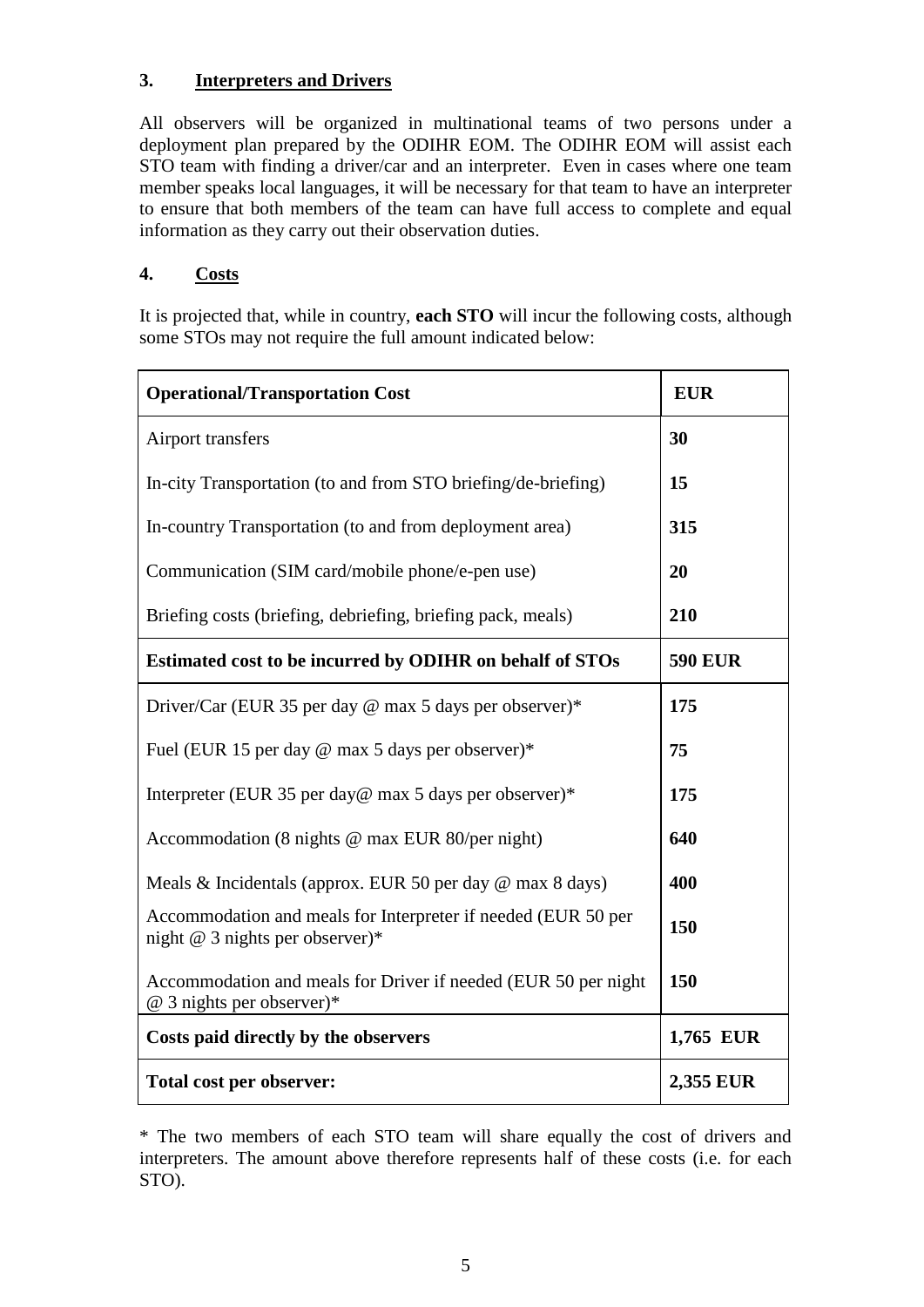### 3. Interpreters and Drivers

All observers will be organized in multinational teams of two persons under a deployment plan prepared by the ODIHR EOM. The ODIHR EOM will assist each STO team with finding a driver/car and an interpreter. Even in cases where one team member speaks local languages, it will be necessary for that team to have an interpreter to ensure that both members of the team can have full access to complete and equal information as they carry out their observation duties.

### 4. Costs

It is projected that, while in country, **each STO** will incur the following costs, although some STOs may not require the full amount indicated below:

| **Operational/Transportation Cost** | **EUR** |
|---|---|
| Airport transfers | **30** |
| In-city Transportation (to and from STO briefing/de-briefing) | **15** |
| In-country Transportation (to and from deployment area) | **315** |
| Communication (SIM card/mobile phone/e-pen use) | **20** |
| Briefing costs (briefing, debriefing, briefing pack, meals) | **210** |
| **Estimated cost to be incurred by ODIHR on behalf of STOs** | **590 EUR** |
| Driver/Car (EUR 35 per day @ max 5 days per observer)* | **175** |
| Fuel (EUR 15 per day @ max 5 days per observer)* | **75** |
| Interpreter (EUR 35 per day@ max 5 days per observer)* | **175** |
| Accommodation (8 nights @ max EUR 80/per night) | **640** |
| Meals & Incidentals (approx. EUR 50 per day @ max 8 days) | **400** |
| Accommodation and meals for Interpreter if needed (EUR 50 per night @ 3 nights per observer)* | **150** |
| Accommodation and meals for Driver if needed (EUR 50 per night @ 3 nights per observer)* | **150** |
| **Costs paid directly by the observers** | **1,765 EUR** |
| **Total cost per observer:** | **2,355 EUR** |

* The two members of each STO team will share equally the cost of drivers and interpreters. The amount above therefore represents half of these costs (i.e. for each STO).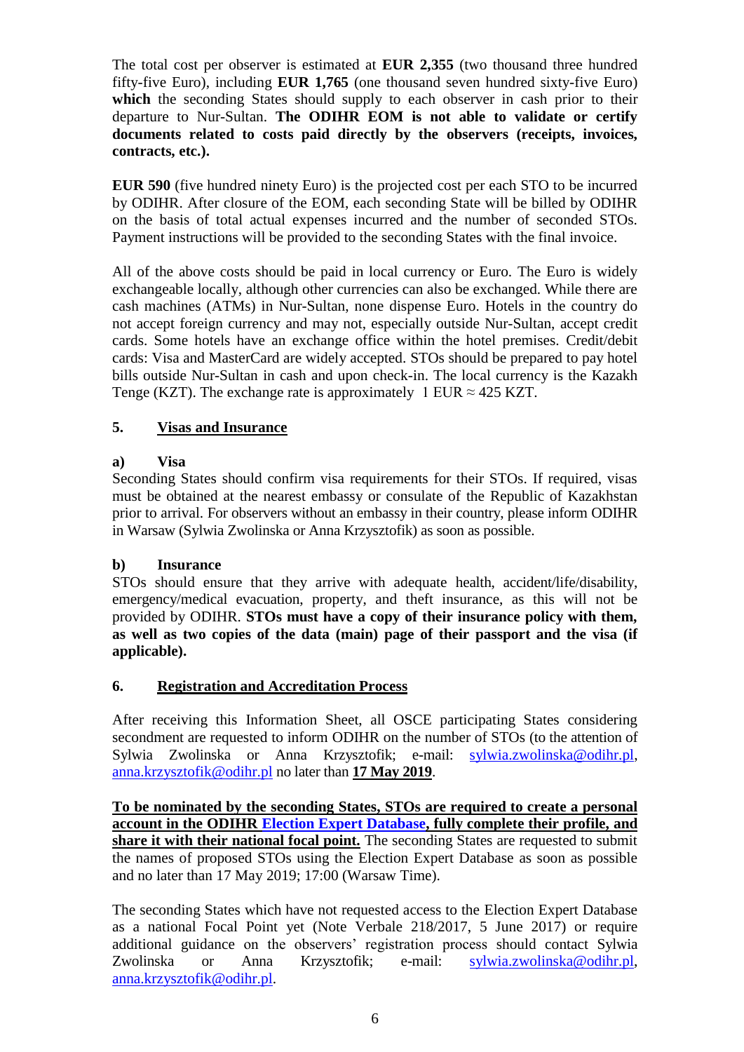The total cost per observer is estimated at **EUR 2,355** (two thousand three hundred fifty-five Euro), including **EUR 1,765** (one thousand seven hundred sixty-five Euro) **which** the seconding States should supply to each observer in cash prior to their departure to Nur-Sultan. **The ODIHR EOM is not able to validate or certify documents related to costs paid directly by the observers (receipts, invoices, contracts, etc.).**

**EUR 590** (five hundred ninety Euro) is the projected cost per each STO to be incurred by ODIHR. After closure of the EOM, each seconding State will be billed by ODIHR on the basis of total actual expenses incurred and the number of seconded STOs. Payment instructions will be provided to the seconding States with the final invoice.

All of the above costs should be paid in local currency or Euro. The Euro is widely exchangeable locally, although other currencies can also be exchanged. While there are cash machines (ATMs) in Nur-Sultan, none dispense Euro. Hotels in the country do not accept foreign currency and may not, especially outside Nur-Sultan, accept credit cards. Some hotels have an exchange office within the hotel premises. Credit/debit cards: Visa and MasterCard are widely accepted. STOs should be prepared to pay hotel bills outside Nur-Sultan in cash and upon check-in. The local currency is the Kazakh Tenge (KZT). The exchange rate is approximately 1 EUR ≈ 425 KZT.

## 5. Visas and Insurance

### a) Visa

Seconding States should confirm visa requirements for their STOs. If required, visas must be obtained at the nearest embassy or consulate of the Republic of Kazakhstan prior to arrival. For observers without an embassy in their country, please inform ODIHR in Warsaw (Sylwia Zwolinska or Anna Krzysztofik) as soon as possible.

### b) Insurance

STOs should ensure that they arrive with adequate health, accident/life/disability, emergency/medical evacuation, property, and theft insurance, as this will not be provided by ODIHR. **STOs must have a copy of their insurance policy with them, as well as two copies of the data (main) page of their passport and the visa (if applicable).**

## 6. Registration and Accreditation Process

After receiving this Information Sheet, all OSCE participating States considering secondment are requested to inform ODIHR on the number of STOs (to the attention of Sylwia Zwolinska or Anna Krzysztofik; e-mail: sylwia.zwolinska@odihr.pl, anna.krzysztofik@odihr.pl no later than **17 May 2019**.

**To be nominated by the seconding States, STOs are required to create a personal account in the ODIHR Election Expert Database, fully complete their profile, and share it with their national focal point.** The seconding States are requested to submit the names of proposed STOs using the Election Expert Database as soon as possible and no later than 17 May 2019; 17:00 (Warsaw Time).

The seconding States which have not requested access to the Election Expert Database as a national Focal Point yet (Note Verbale 218/2017, 5 June 2017) or require additional guidance on the observers' registration process should contact Sylwia Zwolinska or Anna Krzysztofik; e-mail: sylwia.zwolinska@odihr.pl, anna.krzysztofik@odihr.pl.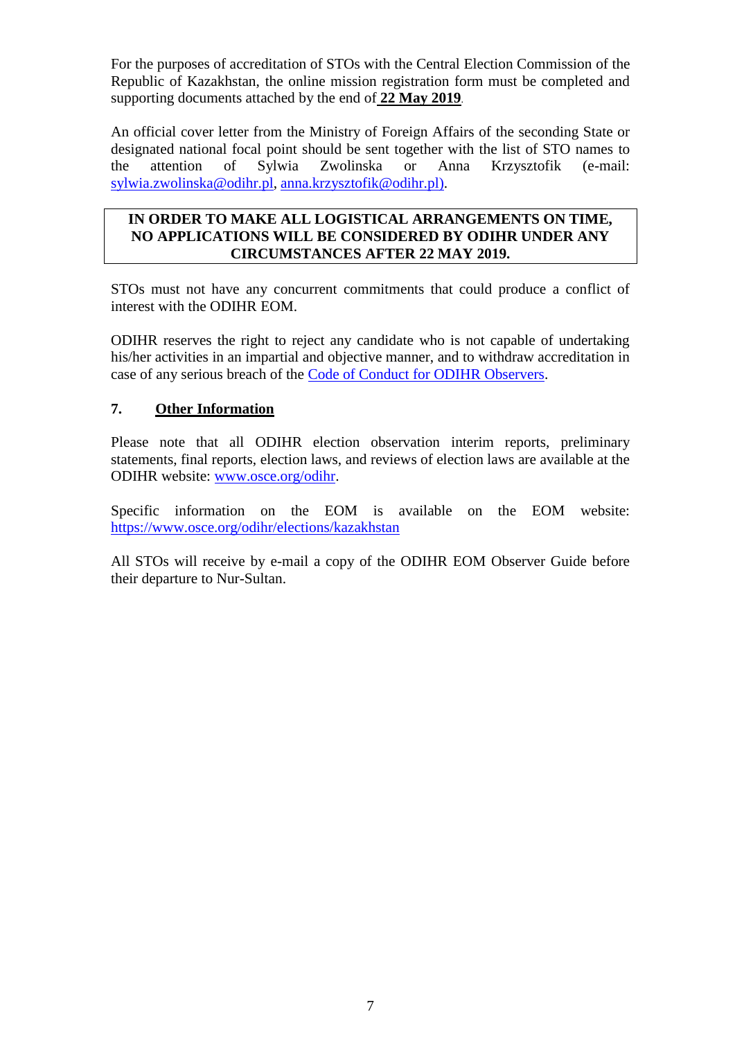For the purposes of accreditation of STOs with the Central Election Commission of the Republic of Kazakhstan, the online mission registration form must be completed and supporting documents attached by the end of **22 May 2019**.

An official cover letter from the Ministry of Foreign Affairs of the seconding State or designated national focal point should be sent together with the list of STO names to the attention of Sylwia Zwolinska or Anna Krzysztofik (e-mail: sylwia.zwolinska@odihr.pl, anna.krzysztofik@odihr.pl).

**IN ORDER TO MAKE ALL LOGISTICAL ARRANGEMENTS ON TIME, NO APPLICATIONS WILL BE CONSIDERED BY ODIHR UNDER ANY CIRCUMSTANCES AFTER 22 MAY 2019.**

STOs must not have any concurrent commitments that could produce a conflict of interest with the ODIHR EOM.

ODIHR reserves the right to reject any candidate who is not capable of undertaking his/her activities in an impartial and objective manner, and to withdraw accreditation in case of any serious breach of the Code of Conduct for ODIHR Observers.

## 7. Other Information

Please note that all ODIHR election observation interim reports, preliminary statements, final reports, election laws, and reviews of election laws are available at the ODIHR website: www.osce.org/odihr.

Specific information on the EOM is available on the EOM website: https://www.osce.org/odihr/elections/kazakhstan

All STOs will receive by e-mail a copy of the ODIHR EOM Observer Guide before their departure to Nur-Sultan.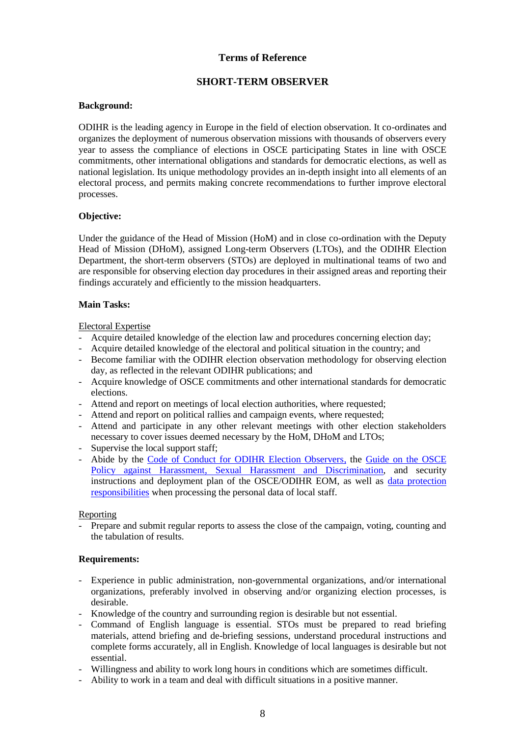## Terms of Reference

## SHORT-TERM OBSERVER

**Background:**

ODIHR is the leading agency in Europe in the field of election observation. It co-ordinates and organizes the deployment of numerous observation missions with thousands of observers every year to assess the compliance of elections in OSCE participating States in line with OSCE commitments, other international obligations and standards for democratic elections, as well as national legislation. Its unique methodology provides an in-depth insight into all elements of an electoral process, and permits making concrete recommendations to further improve electoral processes.

**Objective:**

Under the guidance of the Head of Mission (HoM) and in close co-ordination with the Deputy Head of Mission (DHoM), assigned Long-term Observers (LTOs), and the ODIHR Election Department, the short-term observers (STOs) are deployed in multinational teams of two and are responsible for observing election day procedures in their assigned areas and reporting their findings accurately and efficiently to the mission headquarters.

**Main Tasks:**

Electoral Expertise

- Acquire detailed knowledge of the election law and procedures concerning election day;
- Acquire detailed knowledge of the electoral and political situation in the country; and
- Become familiar with the ODIHR election observation methodology for observing election day, as reflected in the relevant ODIHR publications; and
- Acquire knowledge of OSCE commitments and other international standards for democratic elections.
- Attend and report on meetings of local election authorities, where requested;
- Attend and report on political rallies and campaign events, where requested;
- Attend and participate in any other relevant meetings with other election stakeholders necessary to cover issues deemed necessary by the HoM, DHoM and LTOs;
- Supervise the local support staff;
- Abide by the Code of Conduct for ODIHR Election Observers, the Guide on the OSCE Policy against Harassment, Sexual Harassment and Discrimination, and security instructions and deployment plan of the OSCE/ODIHR EOM, as well as data protection responsibilities when processing the personal data of local staff.

Reporting

- Prepare and submit regular reports to assess the close of the campaign, voting, counting and the tabulation of results.

**Requirements:**

- Experience in public administration, non-governmental organizations, and/or international organizations, preferably involved in observing and/or organizing election processes, is desirable.
- Knowledge of the country and surrounding region is desirable but not essential.
- Command of English language is essential. STOs must be prepared to read briefing materials, attend briefing and de-briefing sessions, understand procedural instructions and complete forms accurately, all in English. Knowledge of local languages is desirable but not essential.
- Willingness and ability to work long hours in conditions which are sometimes difficult.
- Ability to work in a team and deal with difficult situations in a positive manner.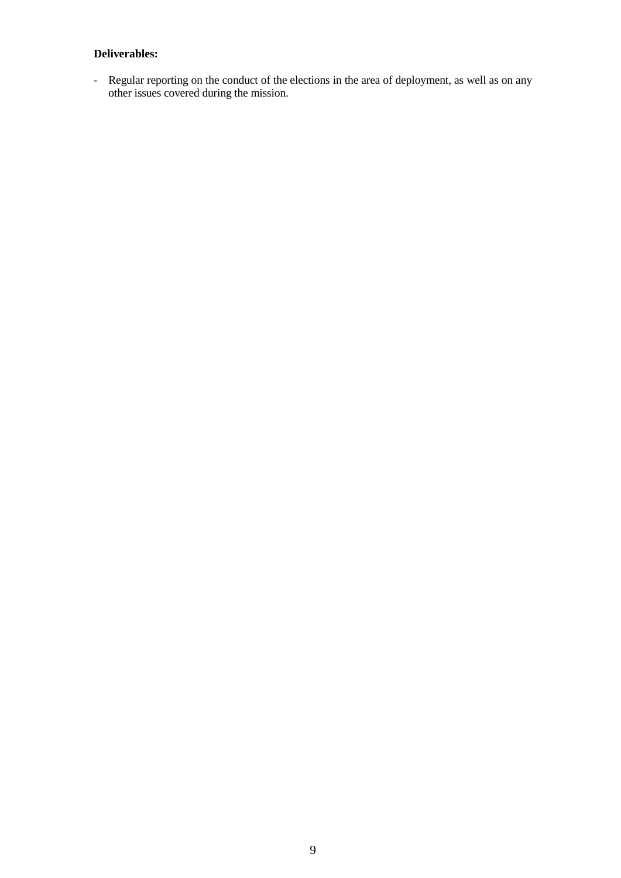**Deliverables:**

- Regular reporting on the conduct of the elections in the area of deployment, as well as on any other issues covered during the mission.